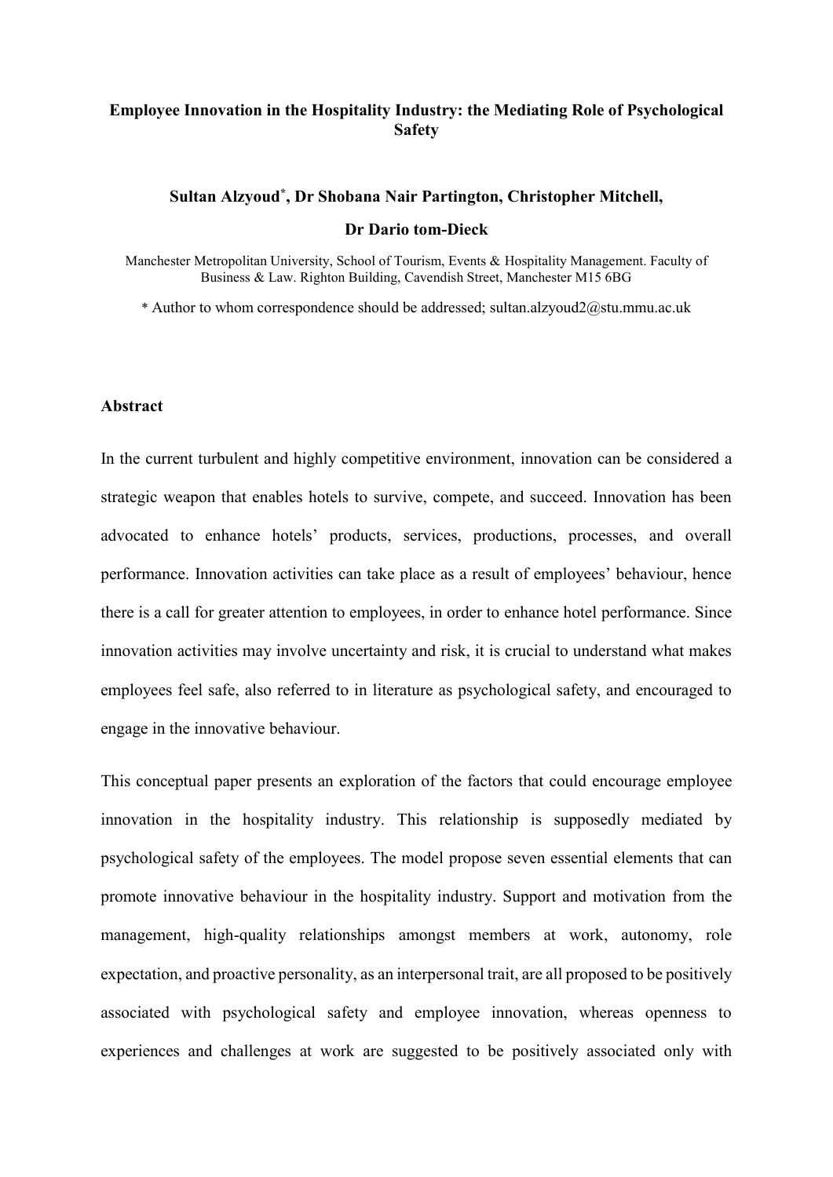# Employee Innovation in the Hospitality Industry: the Mediating Role of Psychological Safety

**Sultan Alzyoud[*], Dr Shobana Nair Partington, Christopher Mitchell,**

**Dr Dario tom-Dieck**

Manchester Metropolitan University, School of Tourism, Events & Hospitality Management. Faculty of Business & Law. Righton Building, Cavendish Street, Manchester M15 6BG

* Author to whom correspondence should be addressed; sultan.alzyoud2@stu.mmu.ac.uk

## Abstract

In the current turbulent and highly competitive environment, innovation can be considered a strategic weapon that enables hotels to survive, compete, and succeed. Innovation has been advocated to enhance hotels' products, services, productions, processes, and overall performance. Innovation activities can take place as a result of employees' behaviour, hence there is a call for greater attention to employees, in order to enhance hotel performance. Since innovation activities may involve uncertainty and risk, it is crucial to understand what makes employees feel safe, also referred to in literature as psychological safety, and encouraged to engage in the innovative behaviour.

This conceptual paper presents an exploration of the factors that could encourage employee innovation in the hospitality industry. This relationship is supposedly mediated by psychological safety of the employees. The model propose seven essential elements that can promote innovative behaviour in the hospitality industry. Support and motivation from the management, high-quality relationships amongst members at work, autonomy, role expectation, and proactive personality, as an interpersonal trait, are all proposed to be positively associated with psychological safety and employee innovation, whereas openness to experiences and challenges at work are suggested to be positively associated only with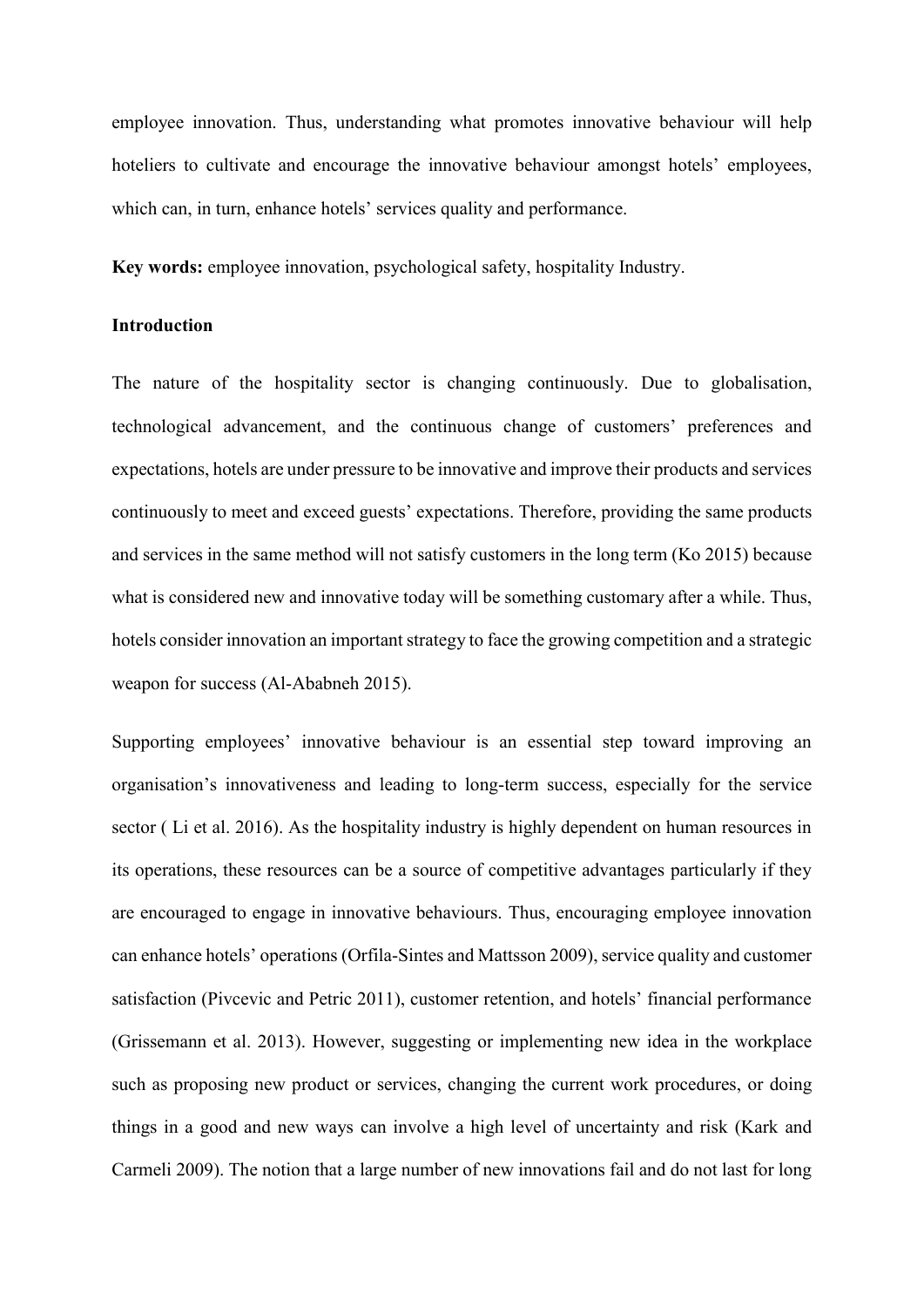employee innovation. Thus, understanding what promotes innovative behaviour will help hoteliers to cultivate and encourage the innovative behaviour amongst hotels' employees, which can, in turn, enhance hotels' services quality and performance.

**Key words:** employee innovation, psychological safety, hospitality Industry.

## Introduction

The nature of the hospitality sector is changing continuously. Due to globalisation, technological advancement, and the continuous change of customers' preferences and expectations, hotels are under pressure to be innovative and improve their products and services continuously to meet and exceed guests' expectations. Therefore, providing the same products and services in the same method will not satisfy customers in the long term (Ko 2015) because what is considered new and innovative today will be something customary after a while. Thus, hotels consider innovation an important strategy to face the growing competition and a strategic weapon for success (Al-Ababneh 2015).

Supporting employees' innovative behaviour is an essential step toward improving an organisation's innovativeness and leading to long-term success, especially for the service sector ( Li et al. 2016). As the hospitality industry is highly dependent on human resources in its operations, these resources can be a source of competitive advantages particularly if they are encouraged to engage in innovative behaviours. Thus, encouraging employee innovation can enhance hotels' operations (Orfila-Sintes and Mattsson 2009), service quality and customer satisfaction (Pivcevic and Petric 2011), customer retention, and hotels' financial performance (Grissemann et al. 2013). However, suggesting or implementing new idea in the workplace such as proposing new product or services, changing the current work procedures, or doing things in a good and new ways can involve a high level of uncertainty and risk (Kark and Carmeli 2009). The notion that a large number of new innovations fail and do not last for long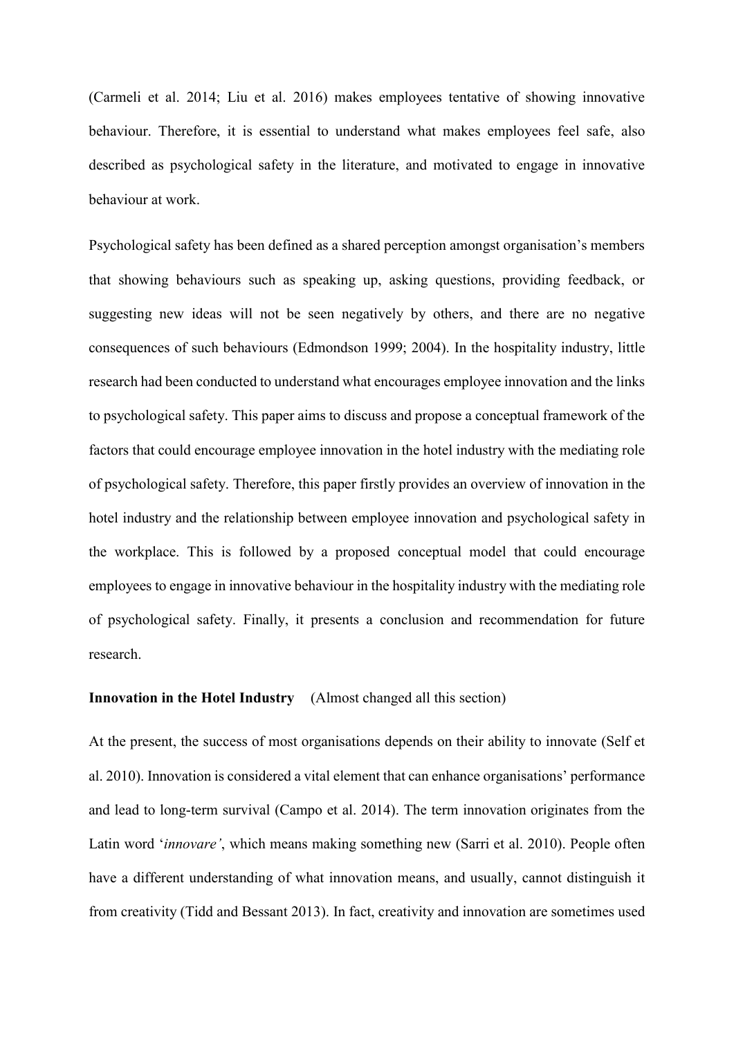(Carmeli et al. 2014; Liu et al. 2016) makes employees tentative of showing innovative behaviour. Therefore, it is essential to understand what makes employees feel safe, also described as psychological safety in the literature, and motivated to engage in innovative behaviour at work.

Psychological safety has been defined as a shared perception amongst organisation's members that showing behaviours such as speaking up, asking questions, providing feedback, or suggesting new ideas will not be seen negatively by others, and there are no negative consequences of such behaviours (Edmondson 1999; 2004). In the hospitality industry, little research had been conducted to understand what encourages employee innovation and the links to psychological safety. This paper aims to discuss and propose a conceptual framework of the factors that could encourage employee innovation in the hotel industry with the mediating role of psychological safety. Therefore, this paper firstly provides an overview of innovation in the hotel industry and the relationship between employee innovation and psychological safety in the workplace. This is followed by a proposed conceptual model that could encourage employees to engage in innovative behaviour in the hospitality industry with the mediating role of psychological safety. Finally, it presents a conclusion and recommendation for future research.

**Innovation in the Hotel Industry** (Almost changed all this section)

At the present, the success of most organisations depends on their ability to innovate (Self et al. 2010). Innovation is considered a vital element that can enhance organisations' performance and lead to long-term survival (Campo et al. 2014). The term innovation originates from the Latin word '*innovare'*, which means making something new (Sarri et al. 2010). People often have a different understanding of what innovation means, and usually, cannot distinguish it from creativity (Tidd and Bessant 2013). In fact, creativity and innovation are sometimes used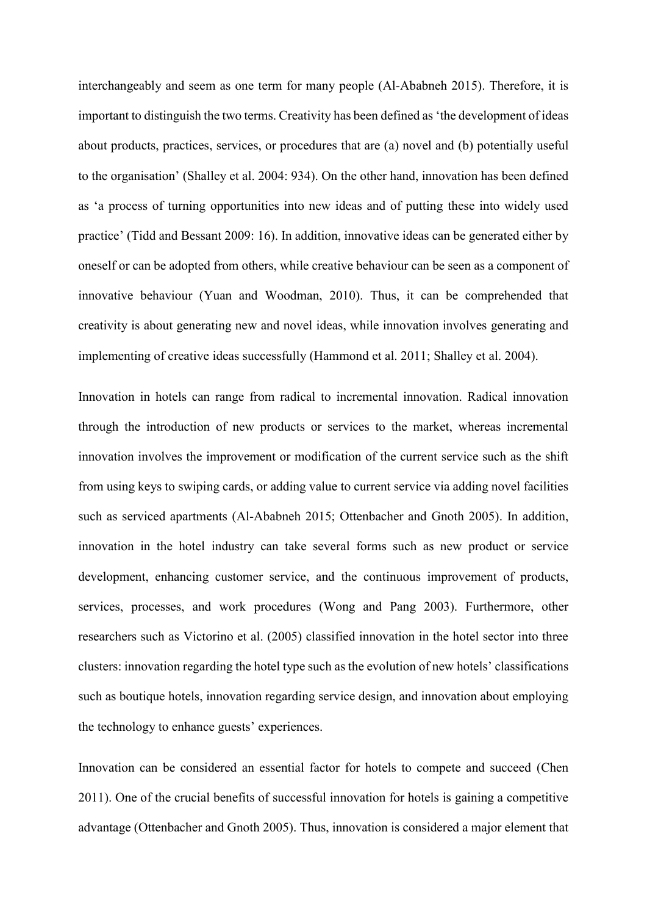interchangeably and seem as one term for many people (Al-Ababneh 2015). Therefore, it is important to distinguish the two terms. Creativity has been defined as 'the development of ideas about products, practices, services, or procedures that are (a) novel and (b) potentially useful to the organisation' (Shalley et al. 2004: 934). On the other hand, innovation has been defined as 'a process of turning opportunities into new ideas and of putting these into widely used practice' (Tidd and Bessant 2009: 16). In addition, innovative ideas can be generated either by oneself or can be adopted from others, while creative behaviour can be seen as a component of innovative behaviour (Yuan and Woodman, 2010). Thus, it can be comprehended that creativity is about generating new and novel ideas, while innovation involves generating and implementing of creative ideas successfully (Hammond et al. 2011; Shalley et al. 2004).

Innovation in hotels can range from radical to incremental innovation. Radical innovation through the introduction of new products or services to the market, whereas incremental innovation involves the improvement or modification of the current service such as the shift from using keys to swiping cards, or adding value to current service via adding novel facilities such as serviced apartments (Al-Ababneh 2015; Ottenbacher and Gnoth 2005). In addition, innovation in the hotel industry can take several forms such as new product or service development, enhancing customer service, and the continuous improvement of products, services, processes, and work procedures (Wong and Pang 2003). Furthermore, other researchers such as Victorino et al. (2005) classified innovation in the hotel sector into three clusters: innovation regarding the hotel type such as the evolution of new hotels' classifications such as boutique hotels, innovation regarding service design, and innovation about employing the technology to enhance guests' experiences.

Innovation can be considered an essential factor for hotels to compete and succeed (Chen 2011). One of the crucial benefits of successful innovation for hotels is gaining a competitive advantage (Ottenbacher and Gnoth 2005). Thus, innovation is considered a major element that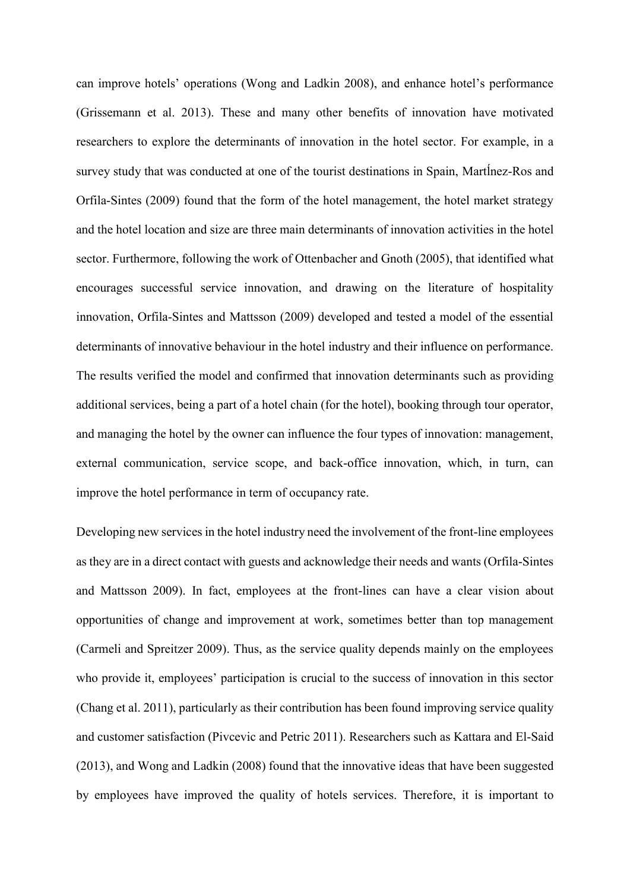can improve hotels' operations (Wong and Ladkin 2008), and enhance hotel's performance (Grissemann et al. 2013). These and many other benefits of innovation have motivated researchers to explore the determinants of innovation in the hotel sector. For example, in a survey study that was conducted at one of the tourist destinations in Spain, MartÍnez-Ros and Orfila-Sintes (2009) found that the form of the hotel management, the hotel market strategy and the hotel location and size are three main determinants of innovation activities in the hotel sector. Furthermore, following the work of Ottenbacher and Gnoth (2005), that identified what encourages successful service innovation, and drawing on the literature of hospitality innovation, Orfila-Sintes and Mattsson (2009) developed and tested a model of the essential determinants of innovative behaviour in the hotel industry and their influence on performance. The results verified the model and confirmed that innovation determinants such as providing additional services, being a part of a hotel chain (for the hotel), booking through tour operator, and managing the hotel by the owner can influence the four types of innovation: management, external communication, service scope, and back-office innovation, which, in turn, can improve the hotel performance in term of occupancy rate.

Developing new services in the hotel industry need the involvement of the front-line employees as they are in a direct contact with guests and acknowledge their needs and wants (Orfila-Sintes and Mattsson 2009). In fact, employees at the front-lines can have a clear vision about opportunities of change and improvement at work, sometimes better than top management (Carmeli and Spreitzer 2009). Thus, as the service quality depends mainly on the employees who provide it, employees' participation is crucial to the success of innovation in this sector (Chang et al. 2011), particularly as their contribution has been found improving service quality and customer satisfaction (Pivcevic and Petric 2011). Researchers such as Kattara and El-Said (2013), and Wong and Ladkin (2008) found that the innovative ideas that have been suggested by employees have improved the quality of hotels services. Therefore, it is important to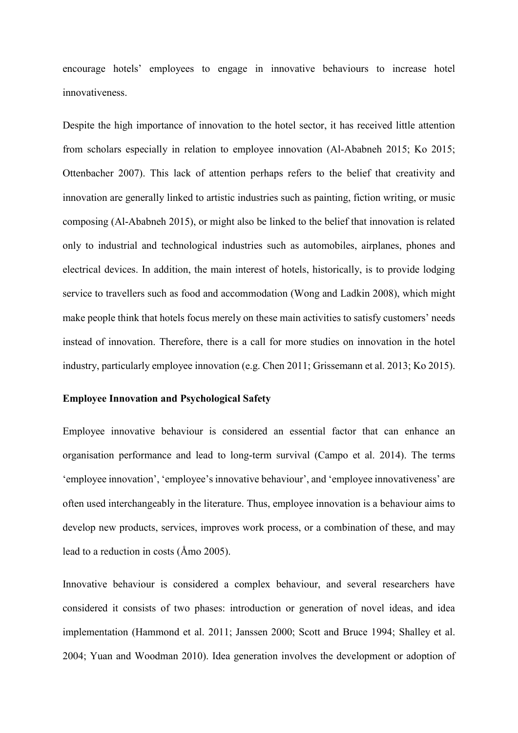encourage hotels' employees to engage in innovative behaviours to increase hotel innovativeness.

Despite the high importance of innovation to the hotel sector, it has received little attention from scholars especially in relation to employee innovation (Al-Ababneh 2015; Ko 2015; Ottenbacher 2007). This lack of attention perhaps refers to the belief that creativity and innovation are generally linked to artistic industries such as painting, fiction writing, or music composing (Al-Ababneh 2015), or might also be linked to the belief that innovation is related only to industrial and technological industries such as automobiles, airplanes, phones and electrical devices. In addition, the main interest of hotels, historically, is to provide lodging service to travellers such as food and accommodation (Wong and Ladkin 2008), which might make people think that hotels focus merely on these main activities to satisfy customers' needs instead of innovation. Therefore, there is a call for more studies on innovation in the hotel industry, particularly employee innovation (e.g. Chen 2011; Grissemann et al. 2013; Ko 2015).

**Employee Innovation and Psychological Safety**

Employee innovative behaviour is considered an essential factor that can enhance an organisation performance and lead to long-term survival (Campo et al. 2014). The terms 'employee innovation', 'employee's innovative behaviour', and 'employee innovativeness' are often used interchangeably in the literature. Thus, employee innovation is a behaviour aims to develop new products, services, improves work process, or a combination of these, and may lead to a reduction in costs (Åmo 2005).

Innovative behaviour is considered a complex behaviour, and several researchers have considered it consists of two phases: introduction or generation of novel ideas, and idea implementation (Hammond et al. 2011; Janssen 2000; Scott and Bruce 1994; Shalley et al. 2004; Yuan and Woodman 2010). Idea generation involves the development or adoption of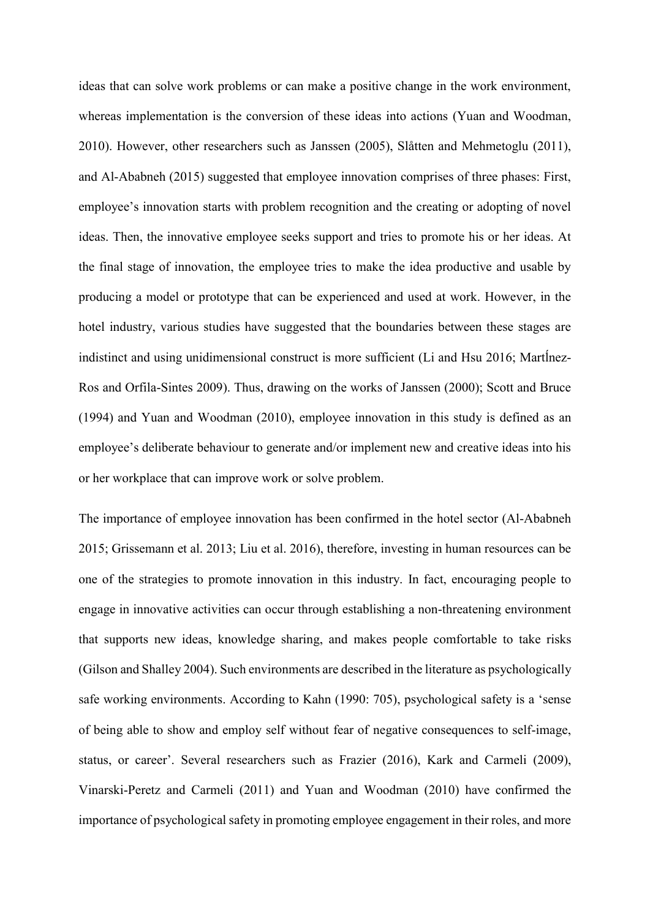ideas that can solve work problems or can make a positive change in the work environment, whereas implementation is the conversion of these ideas into actions (Yuan and Woodman, 2010). However, other researchers such as Janssen (2005), Slåtten and Mehmetoglu (2011), and Al-Ababneh (2015) suggested that employee innovation comprises of three phases: First, employee's innovation starts with problem recognition and the creating or adopting of novel ideas. Then, the innovative employee seeks support and tries to promote his or her ideas. At the final stage of innovation, the employee tries to make the idea productive and usable by producing a model or prototype that can be experienced and used at work. However, in the hotel industry, various studies have suggested that the boundaries between these stages are indistinct and using unidimensional construct is more sufficient (Li and Hsu 2016; MartÍnez-Ros and Orfila-Sintes 2009). Thus, drawing on the works of Janssen (2000); Scott and Bruce (1994) and Yuan and Woodman (2010), employee innovation in this study is defined as an employee's deliberate behaviour to generate and/or implement new and creative ideas into his or her workplace that can improve work or solve problem.

The importance of employee innovation has been confirmed in the hotel sector (Al-Ababneh 2015; Grissemann et al. 2013; Liu et al. 2016), therefore, investing in human resources can be one of the strategies to promote innovation in this industry. In fact, encouraging people to engage in innovative activities can occur through establishing a non-threatening environment that supports new ideas, knowledge sharing, and makes people comfortable to take risks (Gilson and Shalley 2004). Such environments are described in the literature as psychologically safe working environments. According to Kahn (1990: 705), psychological safety is a 'sense of being able to show and employ self without fear of negative consequences to self-image, status, or career'. Several researchers such as Frazier (2016), Kark and Carmeli (2009), Vinarski-Peretz and Carmeli (2011) and Yuan and Woodman (2010) have confirmed the importance of psychological safety in promoting employee engagement in their roles, and more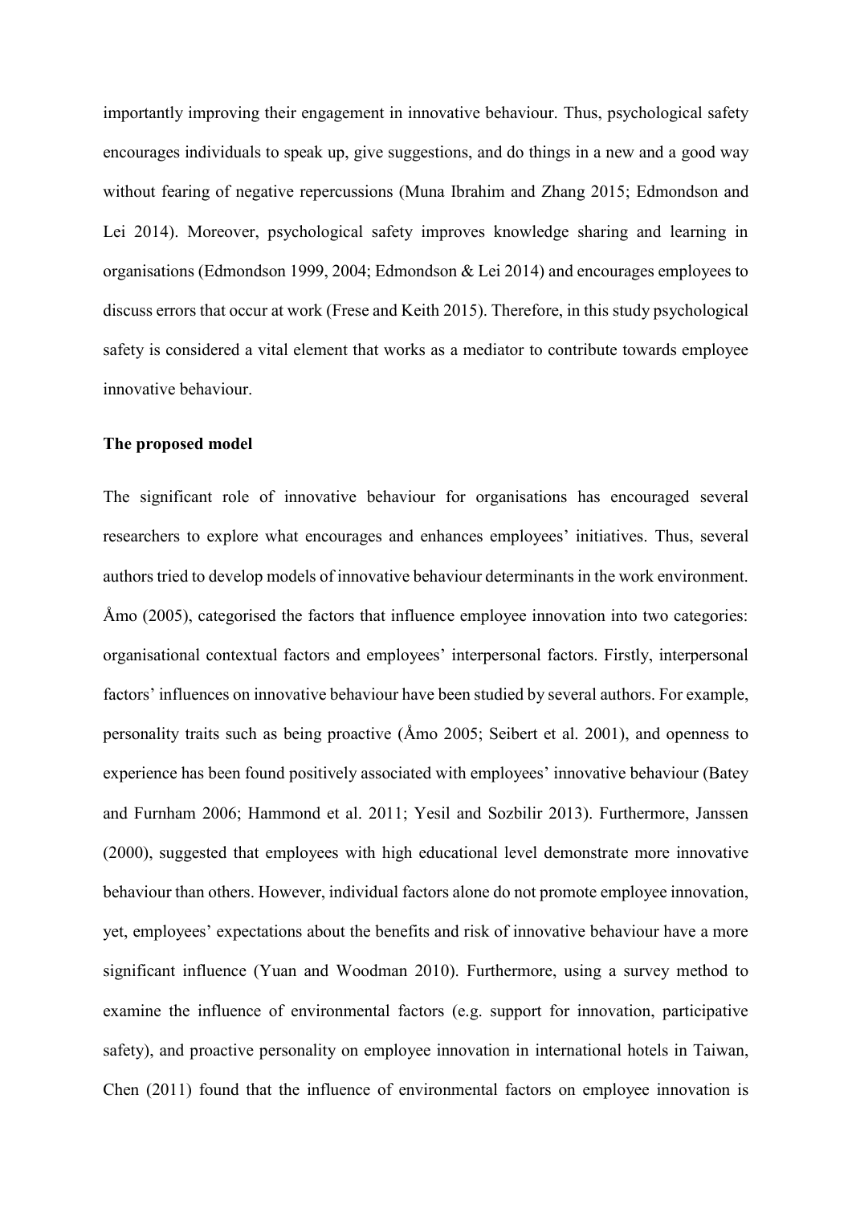importantly improving their engagement in innovative behaviour. Thus, psychological safety encourages individuals to speak up, give suggestions, and do things in a new and a good way without fearing of negative repercussions (Muna Ibrahim and Zhang 2015; Edmondson and Lei 2014). Moreover, psychological safety improves knowledge sharing and learning in organisations (Edmondson 1999, 2004; Edmondson & Lei 2014) and encourages employees to discuss errors that occur at work (Frese and Keith 2015). Therefore, in this study psychological safety is considered a vital element that works as a mediator to contribute towards employee innovative behaviour.

**The proposed model**

The significant role of innovative behaviour for organisations has encouraged several researchers to explore what encourages and enhances employees' initiatives. Thus, several authors tried to develop models of innovative behaviour determinants in the work environment. Åmo (2005), categorised the factors that influence employee innovation into two categories: organisational contextual factors and employees' interpersonal factors. Firstly, interpersonal factors' influences on innovative behaviour have been studied by several authors. For example, personality traits such as being proactive (Åmo 2005; Seibert et al. 2001), and openness to experience has been found positively associated with employees' innovative behaviour (Batey and Furnham 2006; Hammond et al. 2011; Yesil and Sozbilir 2013). Furthermore, Janssen (2000), suggested that employees with high educational level demonstrate more innovative behaviour than others. However, individual factors alone do not promote employee innovation, yet, employees' expectations about the benefits and risk of innovative behaviour have a more significant influence (Yuan and Woodman 2010). Furthermore, using a survey method to examine the influence of environmental factors (e.g. support for innovation, participative safety), and proactive personality on employee innovation in international hotels in Taiwan, Chen (2011) found that the influence of environmental factors on employee innovation is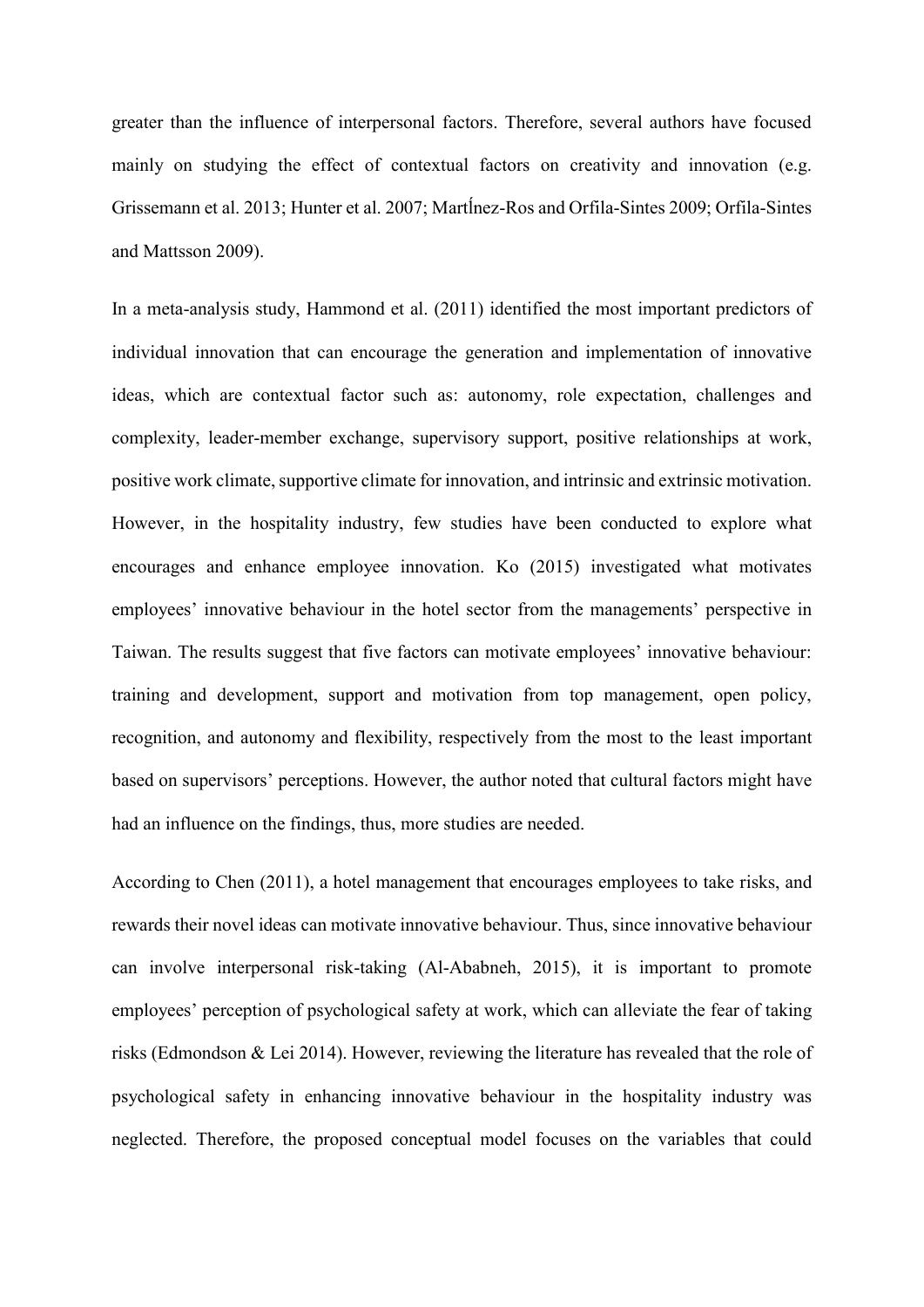greater than the influence of interpersonal factors. Therefore, several authors have focused mainly on studying the effect of contextual factors on creativity and innovation (e.g. Grissemann et al. 2013; Hunter et al. 2007; MartÍnez-Ros and Orfila-Sintes 2009; Orfila-Sintes and Mattsson 2009).

In a meta-analysis study, Hammond et al. (2011) identified the most important predictors of individual innovation that can encourage the generation and implementation of innovative ideas, which are contextual factor such as: autonomy, role expectation, challenges and complexity, leader-member exchange, supervisory support, positive relationships at work, positive work climate, supportive climate for innovation, and intrinsic and extrinsic motivation. However, in the hospitality industry, few studies have been conducted to explore what encourages and enhance employee innovation. Ko (2015) investigated what motivates employees' innovative behaviour in the hotel sector from the managements' perspective in Taiwan. The results suggest that five factors can motivate employees' innovative behaviour: training and development, support and motivation from top management, open policy, recognition, and autonomy and flexibility, respectively from the most to the least important based on supervisors' perceptions. However, the author noted that cultural factors might have had an influence on the findings, thus, more studies are needed.

According to Chen (2011), a hotel management that encourages employees to take risks, and rewards their novel ideas can motivate innovative behaviour. Thus, since innovative behaviour can involve interpersonal risk-taking (Al-Ababneh, 2015), it is important to promote employees' perception of psychological safety at work, which can alleviate the fear of taking risks (Edmondson & Lei 2014). However, reviewing the literature has revealed that the role of psychological safety in enhancing innovative behaviour in the hospitality industry was neglected. Therefore, the proposed conceptual model focuses on the variables that could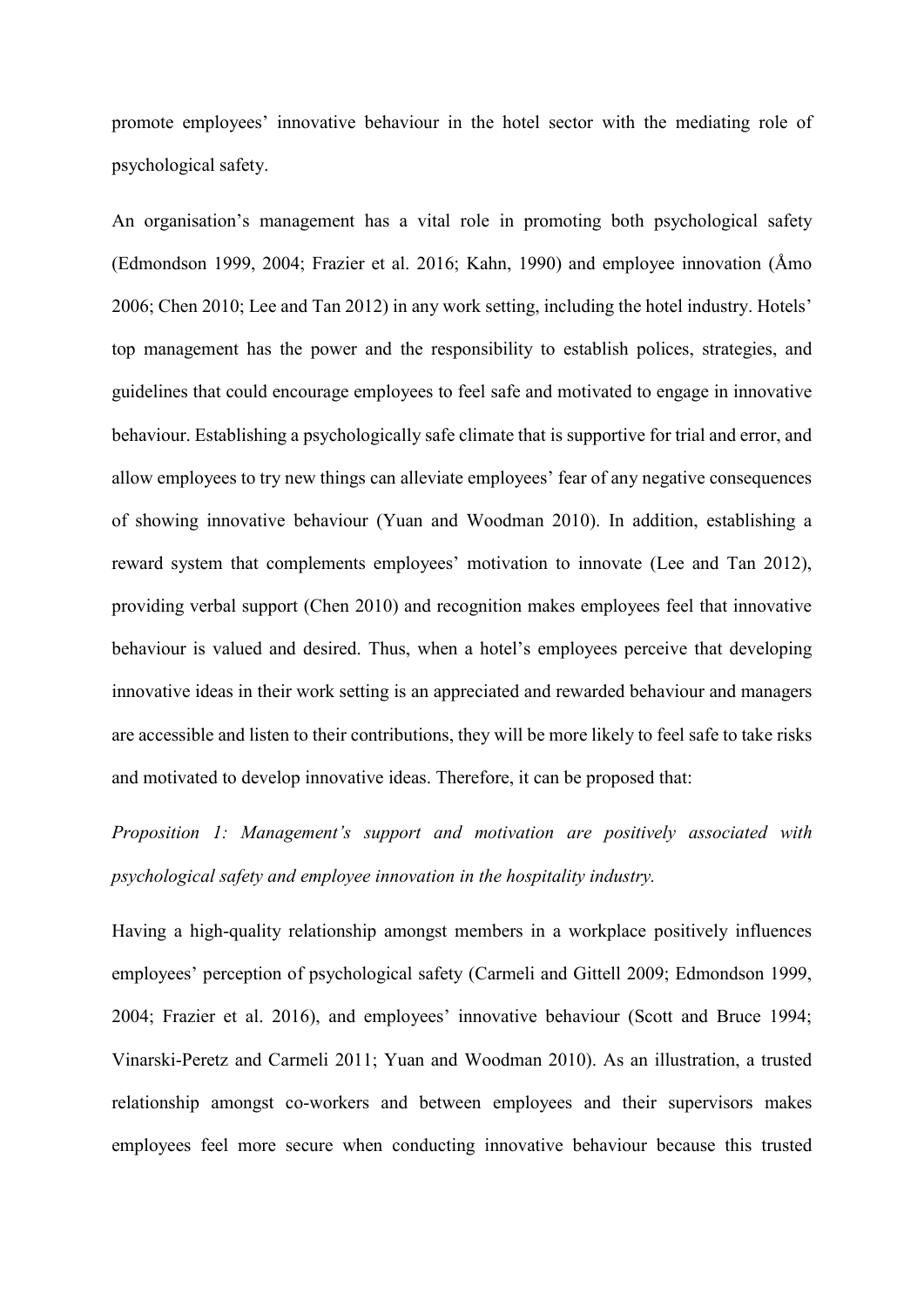promote employees' innovative behaviour in the hotel sector with the mediating role of psychological safety.

An organisation's management has a vital role in promoting both psychological safety (Edmondson 1999, 2004; Frazier et al. 2016; Kahn, 1990) and employee innovation (Åmo 2006; Chen 2010; Lee and Tan 2012) in any work setting, including the hotel industry. Hotels' top management has the power and the responsibility to establish polices, strategies, and guidelines that could encourage employees to feel safe and motivated to engage in innovative behaviour. Establishing a psychologically safe climate that is supportive for trial and error, and allow employees to try new things can alleviate employees' fear of any negative consequences of showing innovative behaviour (Yuan and Woodman 2010). In addition, establishing a reward system that complements employees' motivation to innovate (Lee and Tan 2012), providing verbal support (Chen 2010) and recognition makes employees feel that innovative behaviour is valued and desired. Thus, when a hotel's employees perceive that developing innovative ideas in their work setting is an appreciated and rewarded behaviour and managers are accessible and listen to their contributions, they will be more likely to feel safe to take risks and motivated to develop innovative ideas. Therefore, it can be proposed that:

*Proposition 1: Management's support and motivation are positively associated with psychological safety and employee innovation in the hospitality industry.*

Having a high-quality relationship amongst members in a workplace positively influences employees' perception of psychological safety (Carmeli and Gittell 2009; Edmondson 1999, 2004; Frazier et al. 2016), and employees' innovative behaviour (Scott and Bruce 1994; Vinarski-Peretz and Carmeli 2011; Yuan and Woodman 2010). As an illustration, a trusted relationship amongst co-workers and between employees and their supervisors makes employees feel more secure when conducting innovative behaviour because this trusted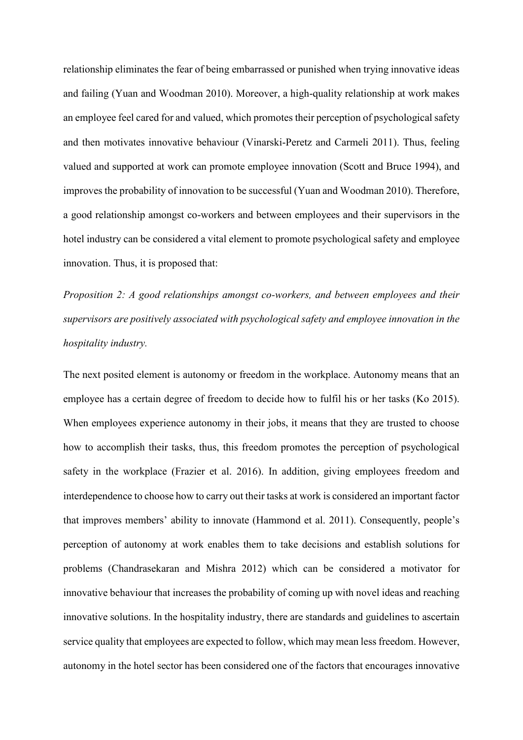relationship eliminates the fear of being embarrassed or punished when trying innovative ideas and failing (Yuan and Woodman 2010). Moreover, a high-quality relationship at work makes an employee feel cared for and valued, which promotes their perception of psychological safety and then motivates innovative behaviour (Vinarski-Peretz and Carmeli 2011). Thus, feeling valued and supported at work can promote employee innovation (Scott and Bruce 1994), and improves the probability of innovation to be successful (Yuan and Woodman 2010). Therefore, a good relationship amongst co-workers and between employees and their supervisors in the hotel industry can be considered a vital element to promote psychological safety and employee innovation. Thus, it is proposed that:

*Proposition 2: A good relationships amongst co-workers, and between employees and their supervisors are positively associated with psychological safety and employee innovation in the hospitality industry.*

The next posited element is autonomy or freedom in the workplace. Autonomy means that an employee has a certain degree of freedom to decide how to fulfil his or her tasks (Ko 2015). When employees experience autonomy in their jobs, it means that they are trusted to choose how to accomplish their tasks, thus, this freedom promotes the perception of psychological safety in the workplace (Frazier et al. 2016). In addition, giving employees freedom and interdependence to choose how to carry out their tasks at work is considered an important factor that improves members' ability to innovate (Hammond et al. 2011). Consequently, people's perception of autonomy at work enables them to take decisions and establish solutions for problems (Chandrasekaran and Mishra 2012) which can be considered a motivator for innovative behaviour that increases the probability of coming up with novel ideas and reaching innovative solutions. In the hospitality industry, there are standards and guidelines to ascertain service quality that employees are expected to follow, which may mean less freedom. However, autonomy in the hotel sector has been considered one of the factors that encourages innovative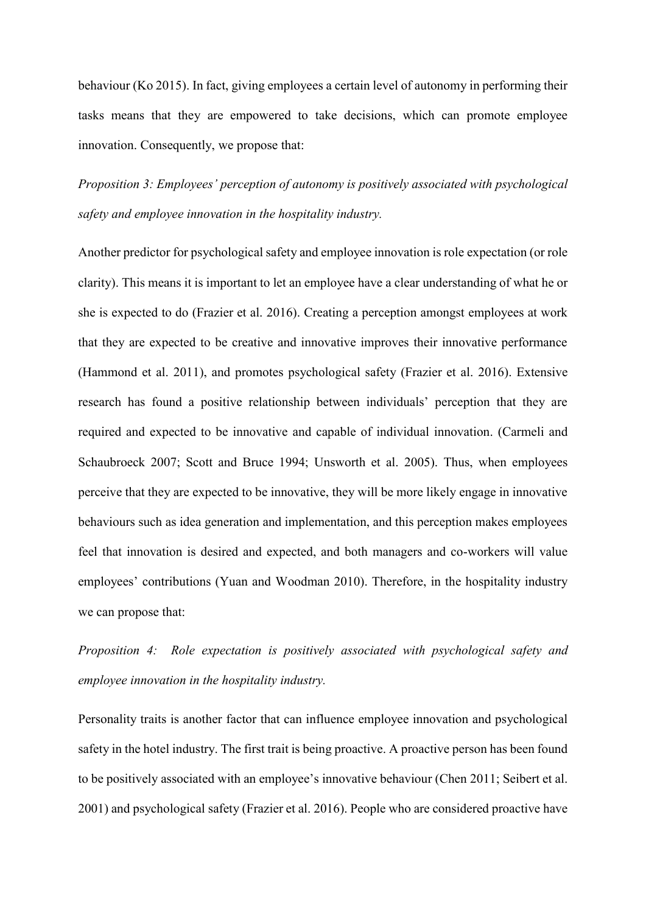behaviour (Ko 2015). In fact, giving employees a certain level of autonomy in performing their tasks means that they are empowered to take decisions, which can promote employee innovation. Consequently, we propose that:

*Proposition 3: Employees' perception of autonomy is positively associated with psychological safety and employee innovation in the hospitality industry.*

Another predictor for psychological safety and employee innovation is role expectation (or role clarity). This means it is important to let an employee have a clear understanding of what he or she is expected to do (Frazier et al. 2016). Creating a perception amongst employees at work that they are expected to be creative and innovative improves their innovative performance (Hammond et al. 2011), and promotes psychological safety (Frazier et al. 2016). Extensive research has found a positive relationship between individuals' perception that they are required and expected to be innovative and capable of individual innovation. (Carmeli and Schaubroeck 2007; Scott and Bruce 1994; Unsworth et al. 2005). Thus, when employees perceive that they are expected to be innovative, they will be more likely engage in innovative behaviours such as idea generation and implementation, and this perception makes employees feel that innovation is desired and expected, and both managers and co-workers will value employees' contributions (Yuan and Woodman 2010). Therefore, in the hospitality industry we can propose that:

*Proposition 4: Role expectation is positively associated with psychological safety and employee innovation in the hospitality industry.*

Personality traits is another factor that can influence employee innovation and psychological safety in the hotel industry. The first trait is being proactive. A proactive person has been found to be positively associated with an employee's innovative behaviour (Chen 2011; Seibert et al. 2001) and psychological safety (Frazier et al. 2016). People who are considered proactive have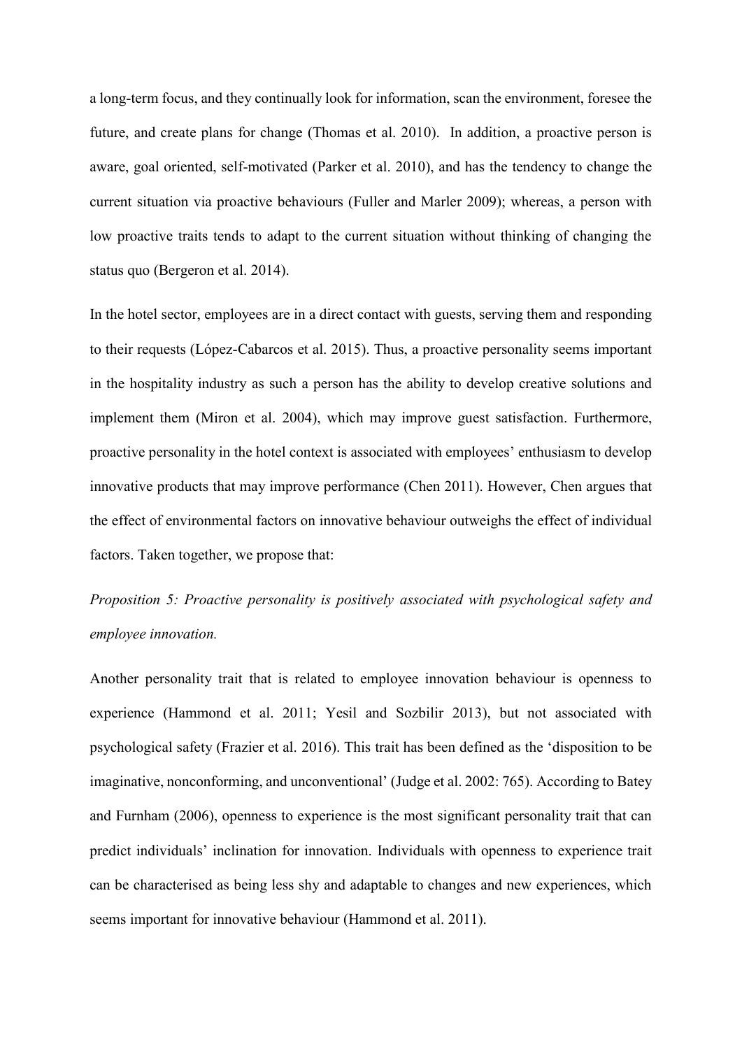a long-term focus, and they continually look for information, scan the environment, foresee the future, and create plans for change (Thomas et al. 2010). In addition, a proactive person is aware, goal oriented, self-motivated (Parker et al. 2010), and has the tendency to change the current situation via proactive behaviours (Fuller and Marler 2009); whereas, a person with low proactive traits tends to adapt to the current situation without thinking of changing the status quo (Bergeron et al. 2014).

In the hotel sector, employees are in a direct contact with guests, serving them and responding to their requests (López-Cabarcos et al. 2015). Thus, a proactive personality seems important in the hospitality industry as such a person has the ability to develop creative solutions and implement them (Miron et al. 2004), which may improve guest satisfaction. Furthermore, proactive personality in the hotel context is associated with employees' enthusiasm to develop innovative products that may improve performance (Chen 2011). However, Chen argues that the effect of environmental factors on innovative behaviour outweighs the effect of individual factors. Taken together, we propose that:

*Proposition 5: Proactive personality is positively associated with psychological safety and employee innovation.*

Another personality trait that is related to employee innovation behaviour is openness to experience (Hammond et al. 2011; Yesil and Sozbilir 2013), but not associated with psychological safety (Frazier et al. 2016). This trait has been defined as the 'disposition to be imaginative, nonconforming, and unconventional' (Judge et al. 2002: 765). According to Batey and Furnham (2006), openness to experience is the most significant personality trait that can predict individuals' inclination for innovation. Individuals with openness to experience trait can be characterised as being less shy and adaptable to changes and new experiences, which seems important for innovative behaviour (Hammond et al. 2011).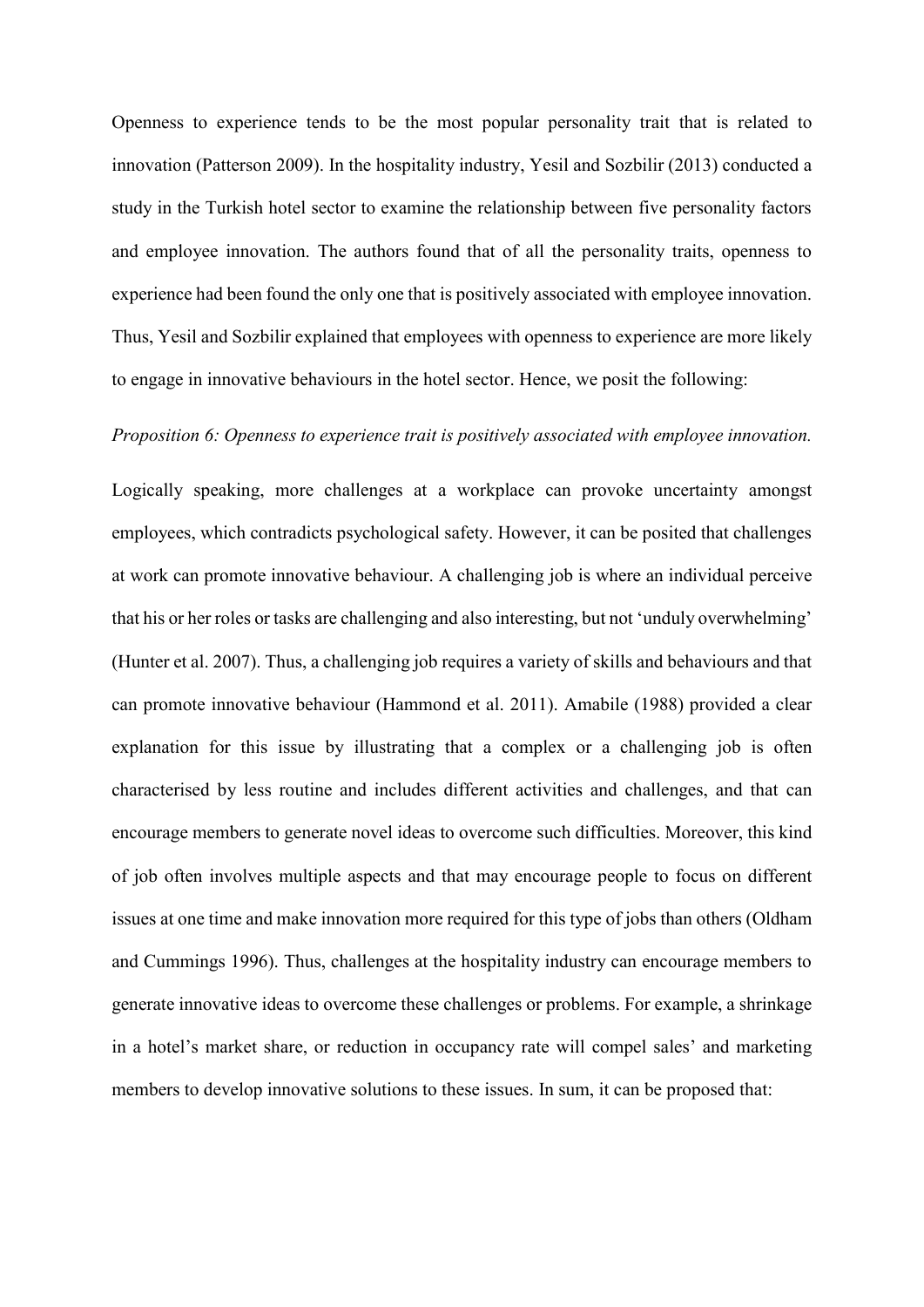Openness to experience tends to be the most popular personality trait that is related to innovation (Patterson 2009). In the hospitality industry, Yesil and Sozbilir (2013) conducted a study in the Turkish hotel sector to examine the relationship between five personality factors and employee innovation. The authors found that of all the personality traits, openness to experience had been found the only one that is positively associated with employee innovation. Thus, Yesil and Sozbilir explained that employees with openness to experience are more likely to engage in innovative behaviours in the hotel sector. Hence, we posit the following:

*Proposition 6: Openness to experience trait is positively associated with employee innovation.*

Logically speaking, more challenges at a workplace can provoke uncertainty amongst employees, which contradicts psychological safety. However, it can be posited that challenges at work can promote innovative behaviour. A challenging job is where an individual perceive that his or her roles or tasks are challenging and also interesting, but not 'unduly overwhelming' (Hunter et al. 2007). Thus, a challenging job requires a variety of skills and behaviours and that can promote innovative behaviour (Hammond et al. 2011). Amabile (1988) provided a clear explanation for this issue by illustrating that a complex or a challenging job is often characterised by less routine and includes different activities and challenges, and that can encourage members to generate novel ideas to overcome such difficulties. Moreover, this kind of job often involves multiple aspects and that may encourage people to focus on different issues at one time and make innovation more required for this type of jobs than others (Oldham and Cummings 1996). Thus, challenges at the hospitality industry can encourage members to generate innovative ideas to overcome these challenges or problems. For example, a shrinkage in a hotel's market share, or reduction in occupancy rate will compel sales' and marketing members to develop innovative solutions to these issues. In sum, it can be proposed that: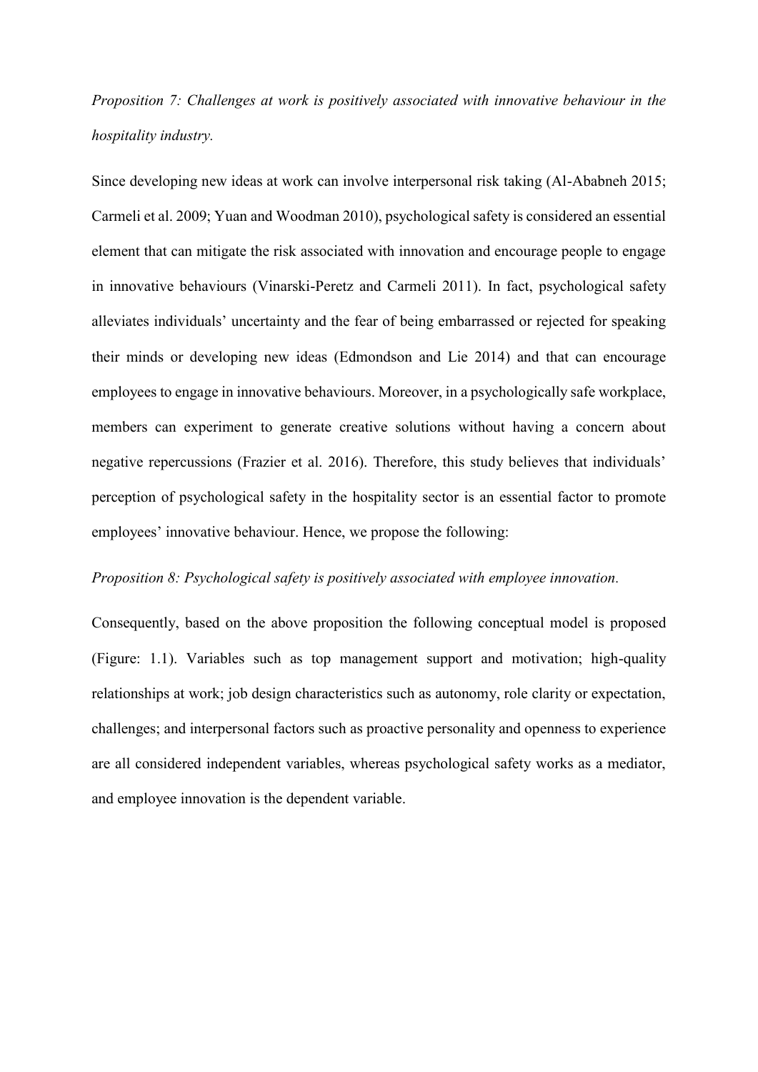*Proposition 7: Challenges at work is positively associated with innovative behaviour in the hospitality industry.*

Since developing new ideas at work can involve interpersonal risk taking (Al-Ababneh 2015; Carmeli et al. 2009; Yuan and Woodman 2010), psychological safety is considered an essential element that can mitigate the risk associated with innovation and encourage people to engage in innovative behaviours (Vinarski-Peretz and Carmeli 2011). In fact, psychological safety alleviates individuals' uncertainty and the fear of being embarrassed or rejected for speaking their minds or developing new ideas (Edmondson and Lie 2014) and that can encourage employees to engage in innovative behaviours. Moreover, in a psychologically safe workplace, members can experiment to generate creative solutions without having a concern about negative repercussions (Frazier et al. 2016). Therefore, this study believes that individuals' perception of psychological safety in the hospitality sector is an essential factor to promote employees' innovative behaviour. Hence, we propose the following:

*Proposition 8: Psychological safety is positively associated with employee innovation.*

Consequently, based on the above proposition the following conceptual model is proposed (Figure: 1.1). Variables such as top management support and motivation; high-quality relationships at work; job design characteristics such as autonomy, role clarity or expectation, challenges; and interpersonal factors such as proactive personality and openness to experience are all considered independent variables, whereas psychological safety works as a mediator, and employee innovation is the dependent variable.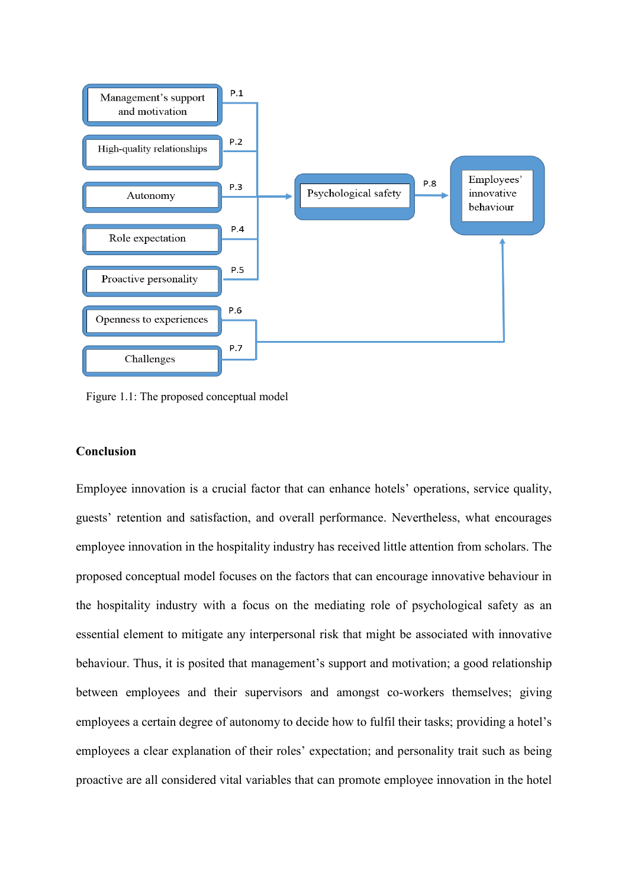Figure 1.1: The proposed conceptual model

## Conclusion

Employee innovation is a crucial factor that can enhance hotels' operations, service quality, guests' retention and satisfaction, and overall performance. Nevertheless, what encourages employee innovation in the hospitality industry has received little attention from scholars. The proposed conceptual model focuses on the factors that can encourage innovative behaviour in the hospitality industry with a focus on the mediating role of psychological safety as an essential element to mitigate any interpersonal risk that might be associated with innovative behaviour. Thus, it is posited that management's support and motivation; a good relationship between employees and their supervisors and amongst co-workers themselves; giving employees a certain degree of autonomy to decide how to fulfil their tasks; providing a hotel's employees a clear explanation of their roles' expectation; and personality trait such as being proactive are all considered vital variables that can promote employee innovation in the hotel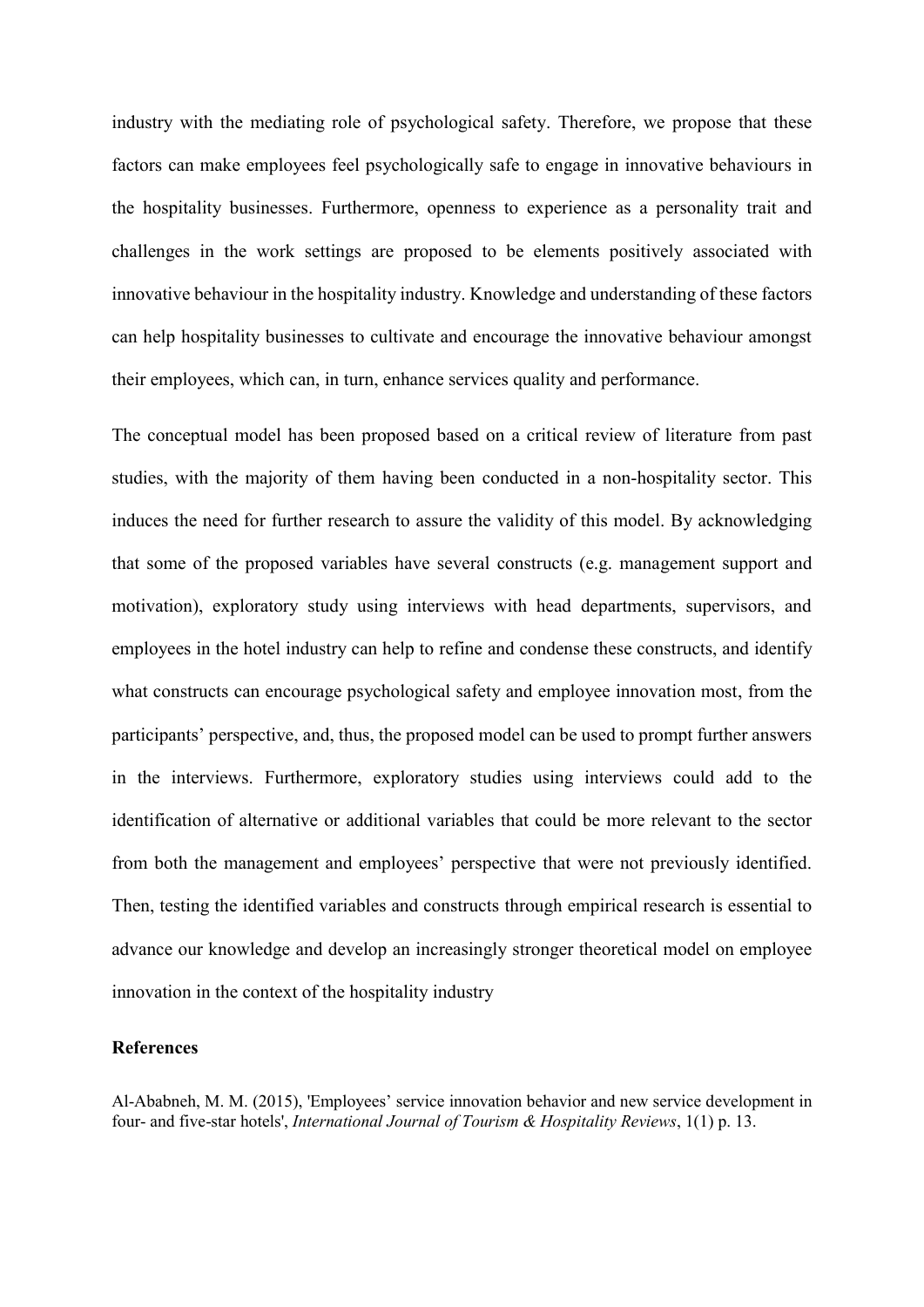industry with the mediating role of psychological safety. Therefore, we propose that these factors can make employees feel psychologically safe to engage in innovative behaviours in the hospitality businesses. Furthermore, openness to experience as a personality trait and challenges in the work settings are proposed to be elements positively associated with innovative behaviour in the hospitality industry. Knowledge and understanding of these factors can help hospitality businesses to cultivate and encourage the innovative behaviour amongst their employees, which can, in turn, enhance services quality and performance.

The conceptual model has been proposed based on a critical review of literature from past studies, with the majority of them having been conducted in a non-hospitality sector. This induces the need for further research to assure the validity of this model. By acknowledging that some of the proposed variables have several constructs (e.g. management support and motivation), exploratory study using interviews with head departments, supervisors, and employees in the hotel industry can help to refine and condense these constructs, and identify what constructs can encourage psychological safety and employee innovation most, from the participants' perspective, and, thus, the proposed model can be used to prompt further answers in the interviews. Furthermore, exploratory studies using interviews could add to the identification of alternative or additional variables that could be more relevant to the sector from both the management and employees' perspective that were not previously identified. Then, testing the identified variables and constructs through empirical research is essential to advance our knowledge and develop an increasingly stronger theoretical model on employee innovation in the context of the hospitality industry

## References

Al-Ababneh, M. M. (2015), 'Employees' service innovation behavior and new service development in four- and five-star hotels', *International Journal of Tourism & Hospitality Reviews*, 1(1) p. 13.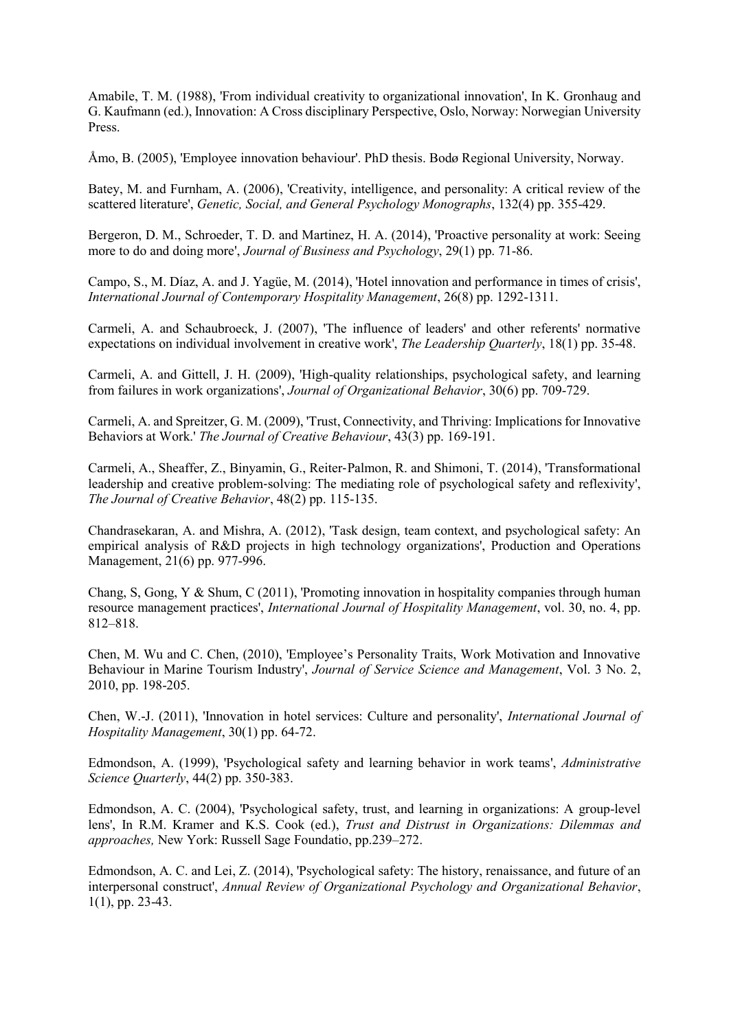Amabile, T. M. (1988), 'From individual creativity to organizational innovation', In K. Gronhaug and G. Kaufmann (ed.), Innovation: A Cross disciplinary Perspective, Oslo, Norway: Norwegian University Press.

Åmo, B. (2005), 'Employee innovation behaviour'. PhD thesis. Bodø Regional University, Norway.

Batey, M. and Furnham, A. (2006), 'Creativity, intelligence, and personality: A critical review of the scattered literature', *Genetic, Social, and General Psychology Monographs*, 132(4) pp. 355-429.

Bergeron, D. M., Schroeder, T. D. and Martinez, H. A. (2014), 'Proactive personality at work: Seeing more to do and doing more', *Journal of Business and Psychology*, 29(1) pp. 71-86.

Campo, S., M. Díaz, A. and J. Yagüe, M. (2014), 'Hotel innovation and performance in times of crisis', *International Journal of Contemporary Hospitality Management*, 26(8) pp. 1292-1311.

Carmeli, A. and Schaubroeck, J. (2007), 'The influence of leaders' and other referents' normative expectations on individual involvement in creative work', *The Leadership Quarterly*, 18(1) pp. 35-48.

Carmeli, A. and Gittell, J. H. (2009), 'High-quality relationships, psychological safety, and learning from failures in work organizations', *Journal of Organizational Behavior*, 30(6) pp. 709-729.

Carmeli, A. and Spreitzer, G. M. (2009), 'Trust, Connectivity, and Thriving: Implications for Innovative Behaviors at Work.' *The Journal of Creative Behaviour*, 43(3) pp. 169-191.

Carmeli, A., Sheaffer, Z., Binyamin, G., Reiter‐Palmon, R. and Shimoni, T. (2014), 'Transformational leadership and creative problem‐solving: The mediating role of psychological safety and reflexivity', *The Journal of Creative Behavior*, 48(2) pp. 115-135.

Chandrasekaran, A. and Mishra, A. (2012), 'Task design, team context, and psychological safety: An empirical analysis of R&D projects in high technology organizations', Production and Operations Management, 21(6) pp. 977-996.

Chang, S, Gong, Y & Shum, C (2011), 'Promoting innovation in hospitality companies through human resource management practices', *International Journal of Hospitality Management*, vol. 30, no. 4, pp. 812–818.

Chen, M. Wu and C. Chen, (2010), 'Employee's Personality Traits, Work Motivation and Innovative Behaviour in Marine Tourism Industry', *Journal of Service Science and Management*, Vol. 3 No. 2, 2010, pp. 198-205.

Chen, W.-J. (2011), 'Innovation in hotel services: Culture and personality', *International Journal of Hospitality Management*, 30(1) pp. 64-72.

Edmondson, A. (1999), 'Psychological safety and learning behavior in work teams', *Administrative Science Quarterly*, 44(2) pp. 350-383.

Edmondson, A. C. (2004), 'Psychological safety, trust, and learning in organizations: A group-level lens', In R.M. Kramer and K.S. Cook (ed.), *Trust and Distrust in Organizations: Dilemmas and approaches,* New York: Russell Sage Foundatio, pp.239–272.

Edmondson, A. C. and Lei, Z. (2014), 'Psychological safety: The history, renaissance, and future of an interpersonal construct', *Annual Review of Organizational Psychology and Organizational Behavior*, 1(1), pp. 23-43.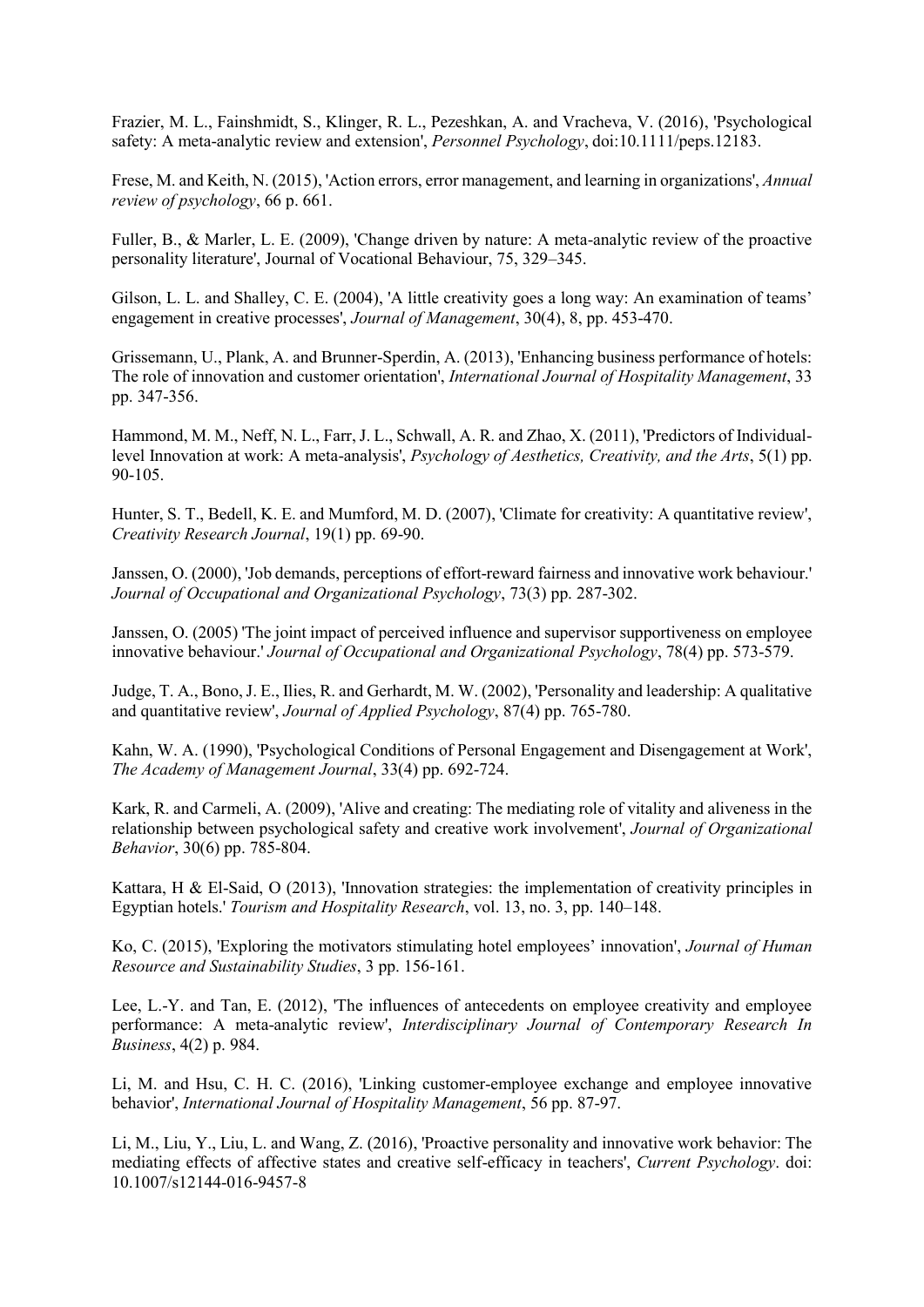Frazier, M. L., Fainshmidt, S., Klinger, R. L., Pezeshkan, A. and Vracheva, V. (2016), 'Psychological safety: A meta-analytic review and extension', *Personnel Psychology*, doi:10.1111/peps.12183.

Frese, M. and Keith, N. (2015), 'Action errors, error management, and learning in organizations', *Annual review of psychology*, 66 p. 661.

Fuller, B., & Marler, L. E. (2009), 'Change driven by nature: A meta-analytic review of the proactive personality literature', Journal of Vocational Behaviour, 75, 329–345.

Gilson, L. L. and Shalley, C. E. (2004), 'A little creativity goes a long way: An examination of teams' engagement in creative processes', *Journal of Management*, 30(4), 8, pp. 453-470.

Grissemann, U., Plank, A. and Brunner-Sperdin, A. (2013), 'Enhancing business performance of hotels: The role of innovation and customer orientation', *International Journal of Hospitality Management*, 33 pp. 347-356.

Hammond, M. M., Neff, N. L., Farr, J. L., Schwall, A. R. and Zhao, X. (2011), 'Predictors of Individual-level Innovation at work: A meta-analysis', *Psychology of Aesthetics, Creativity, and the Arts*, 5(1) pp. 90-105.

Hunter, S. T., Bedell, K. E. and Mumford, M. D. (2007), 'Climate for creativity: A quantitative review', *Creativity Research Journal*, 19(1) pp. 69-90.

Janssen, O. (2000), 'Job demands, perceptions of effort-reward fairness and innovative work behaviour.' *Journal of Occupational and Organizational Psychology*, 73(3) pp. 287-302.

Janssen, O. (2005) 'The joint impact of perceived influence and supervisor supportiveness on employee innovative behaviour.' *Journal of Occupational and Organizational Psychology*, 78(4) pp. 573-579.

Judge, T. A., Bono, J. E., Ilies, R. and Gerhardt, M. W. (2002), 'Personality and leadership: A qualitative and quantitative review', *Journal of Applied Psychology*, 87(4) pp. 765-780.

Kahn, W. A. (1990), 'Psychological Conditions of Personal Engagement and Disengagement at Work', *The Academy of Management Journal*, 33(4) pp. 692-724.

Kark, R. and Carmeli, A. (2009), 'Alive and creating: The mediating role of vitality and aliveness in the relationship between psychological safety and creative work involvement', *Journal of Organizational Behavior*, 30(6) pp. 785-804.

Kattara, H & El-Said, O (2013), 'Innovation strategies: the implementation of creativity principles in Egyptian hotels.' *Tourism and Hospitality Research*, vol. 13, no. 3, pp. 140–148.

Ko, C. (2015), 'Exploring the motivators stimulating hotel employees' innovation', *Journal of Human Resource and Sustainability Studies*, 3 pp. 156-161.

Lee, L.-Y. and Tan, E. (2012), 'The influences of antecedents on employee creativity and employee performance: A meta-analytic review', *Interdisciplinary Journal of Contemporary Research In Business*, 4(2) p. 984.

Li, M. and Hsu, C. H. C. (2016), 'Linking customer-employee exchange and employee innovative behavior', *International Journal of Hospitality Management*, 56 pp. 87-97.

Li, M., Liu, Y., Liu, L. and Wang, Z. (2016), 'Proactive personality and innovative work behavior: The mediating effects of affective states and creative self-efficacy in teachers', *Current Psychology*. doi: 10.1007/s12144-016-9457-8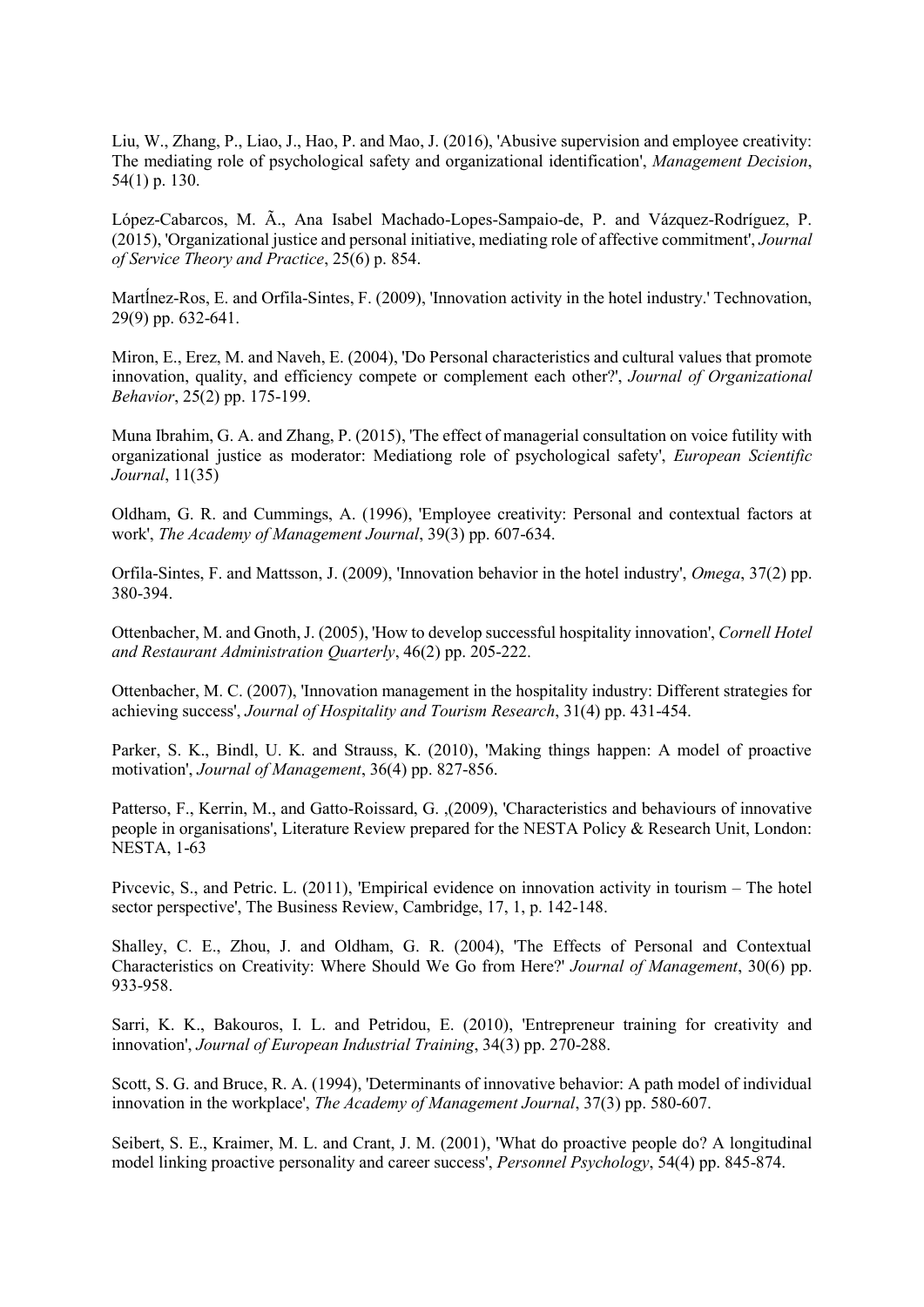Liu, W., Zhang, P., Liao, J., Hao, P. and Mao, J. (2016), 'Abusive supervision and employee creativity: The mediating role of psychological safety and organizational identification', *Management Decision*, 54(1) p. 130.

López-Cabarcos, M. Ã., Ana Isabel Machado-Lopes-Sampaio-de, P. and Vázquez-Rodríguez, P. (2015), 'Organizational justice and personal initiative, mediating role of affective commitment', *Journal of Service Theory and Practice*, 25(6) p. 854.

MartÍnez-Ros, E. and Orfila-Sintes, F. (2009), 'Innovation activity in the hotel industry.' Technovation, 29(9) pp. 632-641.

Miron, E., Erez, M. and Naveh, E. (2004), 'Do Personal characteristics and cultural values that promote innovation, quality, and efficiency compete or complement each other?', *Journal of Organizational Behavior*, 25(2) pp. 175-199.

Muna Ibrahim, G. A. and Zhang, P. (2015), 'The effect of managerial consultation on voice futility with organizational justice as moderator: Mediationg role of psychological safety', *European Scientific Journal*, 11(35)

Oldham, G. R. and Cummings, A. (1996), 'Employee creativity: Personal and contextual factors at work', *The Academy of Management Journal*, 39(3) pp. 607-634.

Orfila-Sintes, F. and Mattsson, J. (2009), 'Innovation behavior in the hotel industry', *Omega*, 37(2) pp. 380-394.

Ottenbacher, M. and Gnoth, J. (2005), 'How to develop successful hospitality innovation', *Cornell Hotel and Restaurant Administration Quarterly*, 46(2) pp. 205-222.

Ottenbacher, M. C. (2007), 'Innovation management in the hospitality industry: Different strategies for achieving success', *Journal of Hospitality and Tourism Research*, 31(4) pp. 431-454.

Parker, S. K., Bindl, U. K. and Strauss, K. (2010), 'Making things happen: A model of proactive motivation', *Journal of Management*, 36(4) pp. 827-856.

Patterso, F., Kerrin, M., and Gatto-Roissard, G. ,(2009), 'Characteristics and behaviours of innovative people in organisations', Literature Review prepared for the NESTA Policy & Research Unit, London: NESTA, 1-63

Pivcevic, S., and Petric. L. (2011), 'Empirical evidence on innovation activity in tourism – The hotel sector perspective', The Business Review, Cambridge, 17, 1, p. 142-148.

Shalley, C. E., Zhou, J. and Oldham, G. R. (2004), 'The Effects of Personal and Contextual Characteristics on Creativity: Where Should We Go from Here?' *Journal of Management*, 30(6) pp. 933-958.

Sarri, K. K., Bakouros, I. L. and Petridou, E. (2010), 'Entrepreneur training for creativity and innovation', *Journal of European Industrial Training*, 34(3) pp. 270-288.

Scott, S. G. and Bruce, R. A. (1994), 'Determinants of innovative behavior: A path model of individual innovation in the workplace', *The Academy of Management Journal*, 37(3) pp. 580-607.

Seibert, S. E., Kraimer, M. L. and Crant, J. M. (2001), 'What do proactive people do? A longitudinal model linking proactive personality and career success', *Personnel Psychology*, 54(4) pp. 845-874.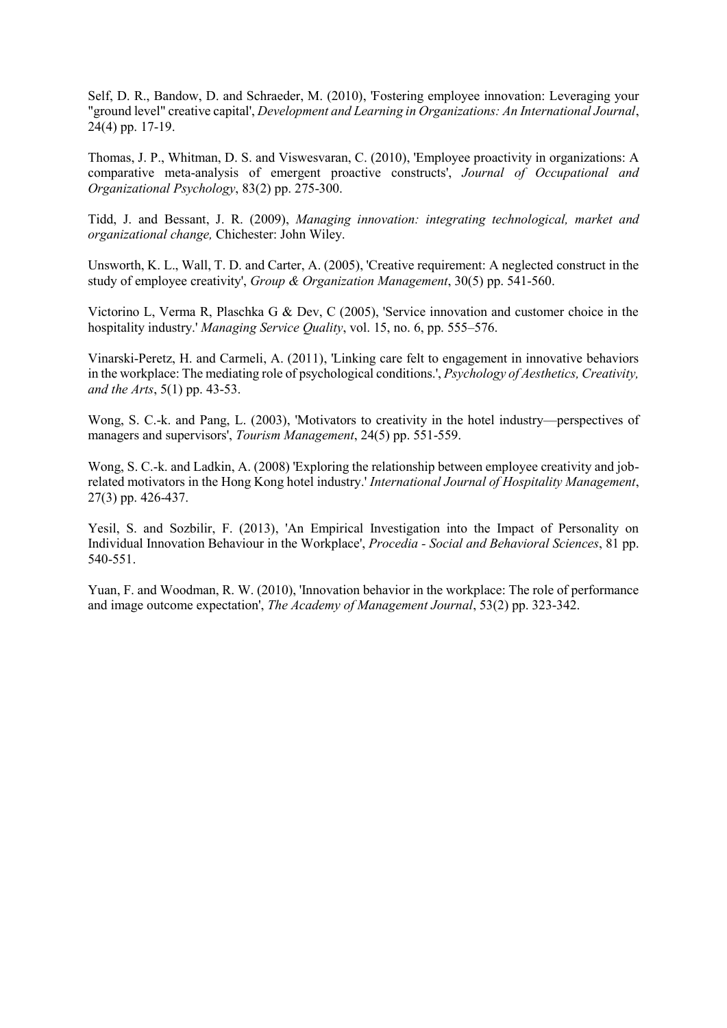Self, D. R., Bandow, D. and Schraeder, M. (2010), 'Fostering employee innovation: Leveraging your "ground level" creative capital', *Development and Learning in Organizations: An International Journal*, 24(4) pp. 17-19.

Thomas, J. P., Whitman, D. S. and Viswesvaran, C. (2010), 'Employee proactivity in organizations: A comparative meta-analysis of emergent proactive constructs', *Journal of Occupational and Organizational Psychology*, 83(2) pp. 275-300.

Tidd, J. and Bessant, J. R. (2009), *Managing innovation: integrating technological, market and organizational change,* Chichester: John Wiley.

Unsworth, K. L., Wall, T. D. and Carter, A. (2005), 'Creative requirement: A neglected construct in the study of employee creativity', *Group & Organization Management*, 30(5) pp. 541-560.

Victorino L, Verma R, Plaschka G & Dev, C (2005), 'Service innovation and customer choice in the hospitality industry.' *Managing Service Quality*, vol. 15, no. 6, pp. 555–576.

Vinarski-Peretz, H. and Carmeli, A. (2011), 'Linking care felt to engagement in innovative behaviors in the workplace: The mediating role of psychological conditions.', *Psychology of Aesthetics, Creativity, and the Arts*, 5(1) pp. 43-53.

Wong, S. C.-k. and Pang, L. (2003), 'Motivators to creativity in the hotel industry—perspectives of managers and supervisors', *Tourism Management*, 24(5) pp. 551-559.

Wong, S. C.-k. and Ladkin, A. (2008) 'Exploring the relationship between employee creativity and job-related motivators in the Hong Kong hotel industry.' *International Journal of Hospitality Management*, 27(3) pp. 426-437.

Yesil, S. and Sozbilir, F. (2013), 'An Empirical Investigation into the Impact of Personality on Individual Innovation Behaviour in the Workplace', *Procedia - Social and Behavioral Sciences*, 81 pp. 540-551.

Yuan, F. and Woodman, R. W. (2010), 'Innovation behavior in the workplace: The role of performance and image outcome expectation', *The Academy of Management Journal*, 53(2) pp. 323-342.